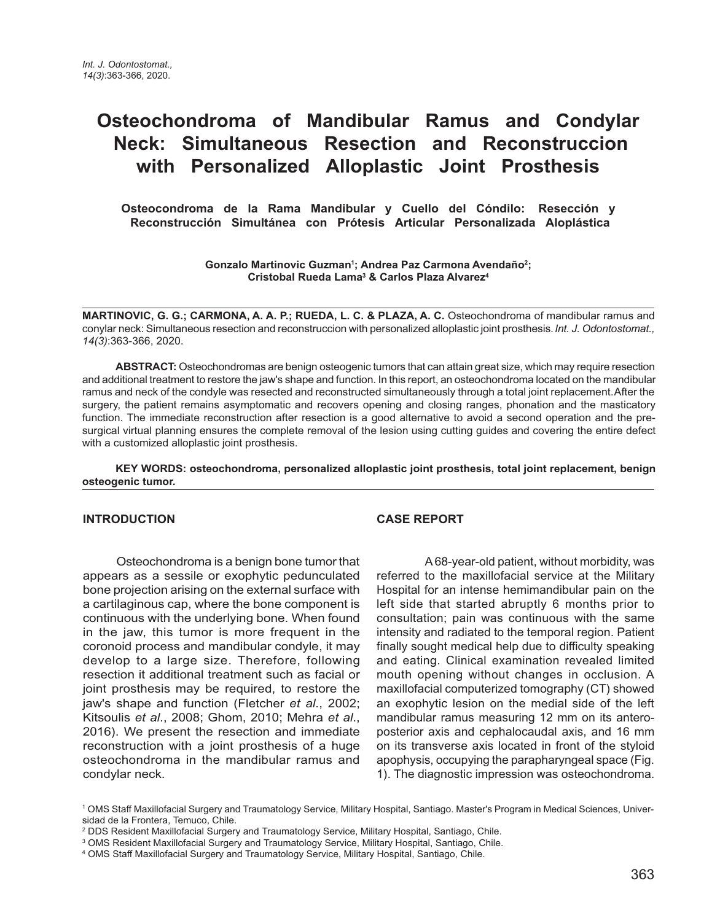# Osteochondroma of Mandibular Ramus and Condylar Neck: Simultaneous Resection and Reconstruccion with Personalized Alloplastic Joint Prosthesis

**Osteocondroma de la Rama Mandibular y Cuello del Cóndilo: Resección y Reconstrucción Simultánea con Prótesis Articular Personalizada Aloplástica**

**Gonzalo Martinovic Guzman[1]; Andrea Paz Carmona Avendaño[2]; Cristobal Rueda Lama[3] & Carlos Plaza Alvarez[4]**

**MARTINOVIC, G. G.; CARMONA, A. A. P.; RUEDA, L. C. & PLAZA, A. C.** Osteochondroma of mandibular ramus and conylar neck: Simultaneous resection and reconstruccion with personalized alloplastic joint prosthesis. *Int. J. Odontostomat., 14(3)*:363-366, 2020.

**ABSTRACT:** Osteochondromas are benign osteogenic tumors that can attain great size, which may require resection and additional treatment to restore the jaw's shape and function. In this report, an osteochondroma located on the mandibular ramus and neck of the condyle was resected and reconstructed simultaneously through a total joint replacement. After the surgery, the patient remains asymptomatic and recovers opening and closing ranges, phonation and the masticatory function. The immediate reconstruction after resection is a good alternative to avoid a second operation and the pre-surgical virtual planning ensures the complete removal of the lesion using cutting guides and covering the entire defect with a customized alloplastic joint prosthesis.

**KEY WORDS: osteochondroma, personalized alloplastic joint prosthesis, total joint replacement, benign osteogenic tumor.**

## INTRODUCTION

Osteochondroma is a benign bone tumor that appears as a sessile or exophytic pedunculated bone projection arising on the external surface with a cartilaginous cap, where the bone component is continuous with the underlying bone. When found in the jaw, this tumor is more frequent in the coronoid process and mandibular condyle, it may develop to a large size. Therefore, following resection it additional treatment such as facial or joint prosthesis may be required, to restore the jaw's shape and function (Fletcher *et al*., 2002; Kitsoulis *et al*., 2008; Ghom, 2010; Mehra *et al*., 2016). We present the resection and immediate reconstruction with a joint prosthesis of a huge osteochondroma in the mandibular ramus and condylar neck.

## CASE REPORT

A 68-year-old patient, without morbidity, was referred to the maxillofacial service at the Military Hospital for an intense hemimandibular pain on the left side that started abruptly 6 months prior to consultation; pain was continuous with the same intensity and radiated to the temporal region. Patient finally sought medical help due to difficulty speaking and eating. Clinical examination revealed limited mouth opening without changes in occlusion. A maxillofacial computerized tomography (CT) showed an exophytic lesion on the medial side of the left mandibular ramus measuring 12 mm on its antero-posterior axis and cephalocaudal axis, and 16 mm on its transverse axis located in front of the styloid apophysis, occupying the parapharyngeal space (Fig. 1). The diagnostic impression was osteochondroma.

[1] OMS Staff Maxillofacial Surgery and Traumatology Service, Military Hospital, Santiago. Master's Program in Medical Sciences, Universidad de la Frontera, Temuco, Chile.
[2] DDS Resident Maxillofacial Surgery and Traumatology Service, Military Hospital, Santiago, Chile.
[3] OMS Resident Maxillofacial Surgery and Traumatology Service, Military Hospital, Santiago, Chile.
[4] OMS Staff Maxillofacial Surgery and Traumatology Service, Military Hospital, Santiago, Chile.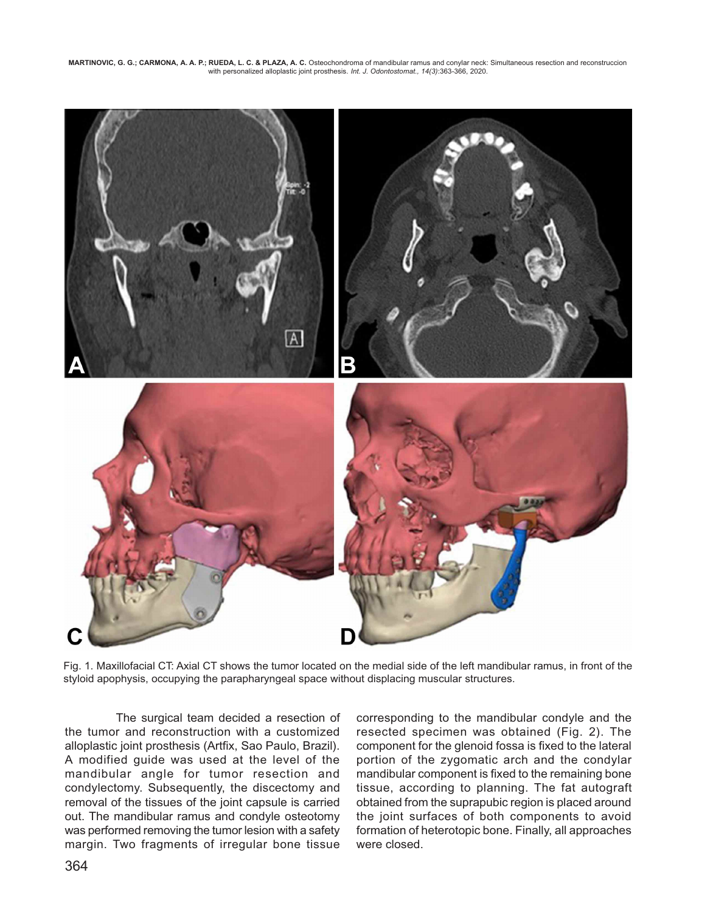Fig. 1. Maxillofacial CT: Axial CT shows the tumor located on the medial side of the left mandibular ramus, in front of the styloid apophysis, occupying the parapharyngeal space without displacing muscular structures.

The surgical team decided a resection of the tumor and reconstruction with a customized alloplastic joint prosthesis (Artfix, Sao Paulo, Brazil). A modified guide was used at the level of the mandibular angle for tumor resection and condylectomy. Subsequently, the discectomy and removal of the tissues of the joint capsule is carried out. The mandibular ramus and condyle osteotomy was performed removing the tumor lesion with a safety margin. Two fragments of irregular bone tissue corresponding to the mandibular condyle and the resected specimen was obtained (Fig. 2). The component for the glenoid fossa is fixed to the lateral portion of the zygomatic arch and the condylar mandibular component is fixed to the remaining bone tissue, according to planning. The fat autograft obtained from the suprapubic region is placed around the joint surfaces of both components to avoid formation of heterotopic bone. Finally, all approaches were closed.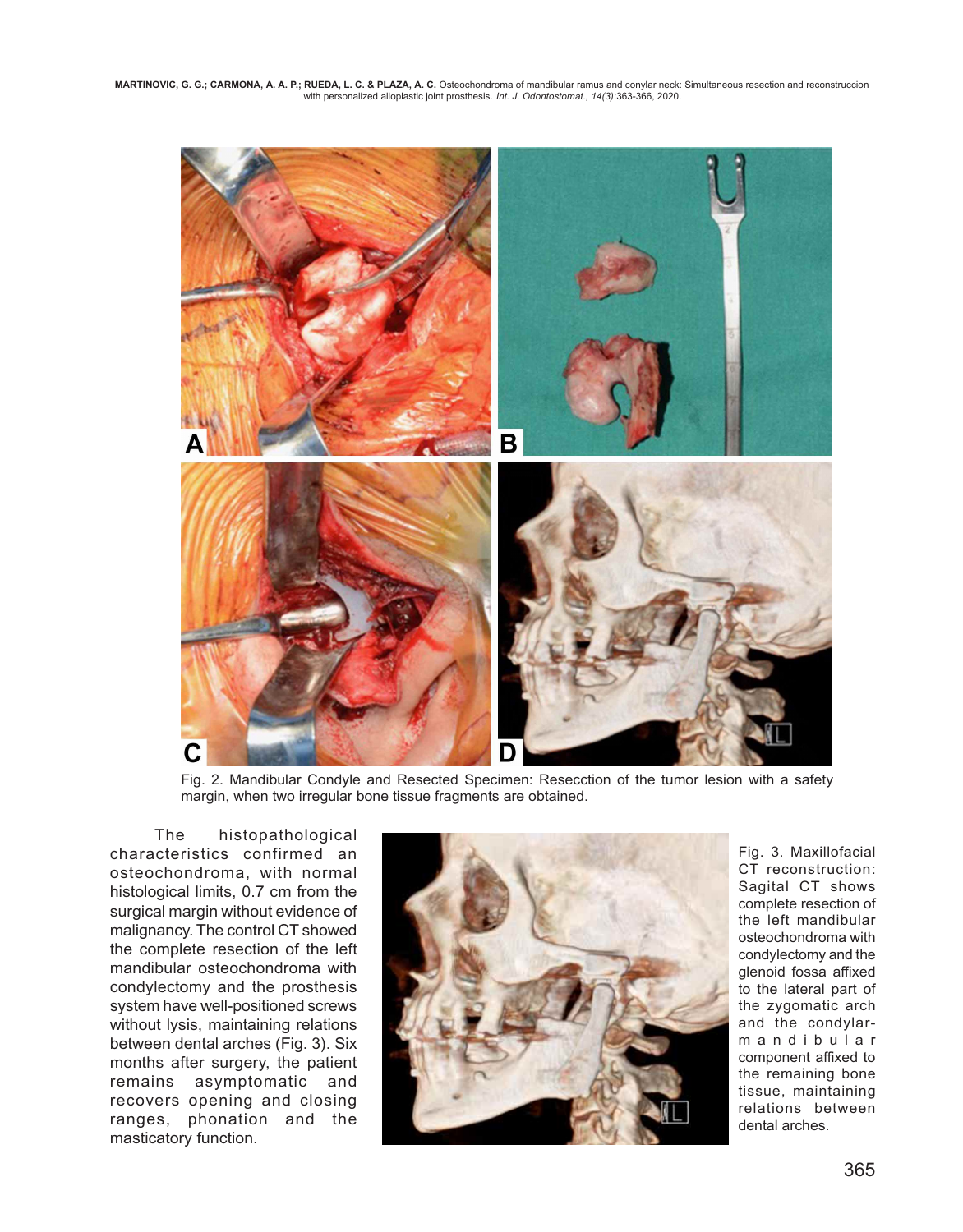Fig. 2. Mandibular Condyle and Resected Specimen: Resecction of the tumor lesion with a safety margin, when two irregular bone tissue fragments are obtained.

The histopathological characteristics confirmed an osteochondroma, with normal histological limits, 0.7 cm from the surgical margin without evidence of malignancy. The control CT showed the complete resection of the left mandibular osteochondroma with condylectomy and the prosthesis system have well-positioned screws without lysis, maintaining relations between dental arches (Fig. 3). Six months after surgery, the patient remains asymptomatic and recovers opening and closing ranges, phonation and the masticatory function.

Fig. 3. Maxillofacial CT reconstruction: Sagital CT shows complete resection of the left mandibular osteochondroma with condylectomy and the glenoid fossa affixed to the lateral part of the zygomatic arch and the condylar-mandibular component affixed to the remaining bone tissue, maintaining relations between dental arches.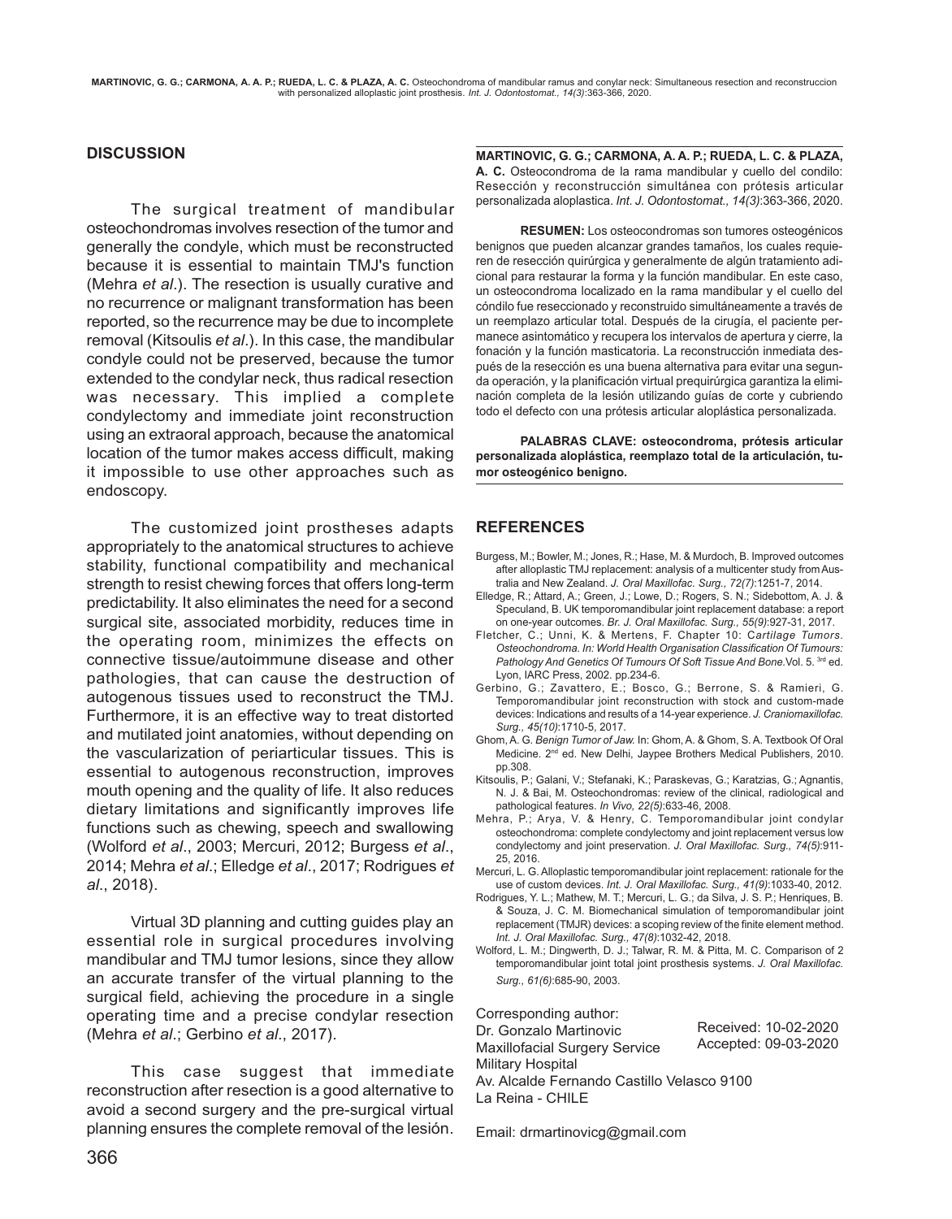## DISCUSSION

The surgical treatment of mandibular osteochondromas involves resection of the tumor and generally the condyle, which must be reconstructed because it is essential to maintain TMJ's function (Mehra *et al*.). The resection is usually curative and no recurrence or malignant transformation has been reported, so the recurrence may be due to incomplete removal (Kitsoulis *et al*.). In this case, the mandibular condyle could not be preserved, because the tumor extended to the condylar neck, thus radical resection was necessary. This implied a complete condylectomy and immediate joint reconstruction using an extraoral approach, because the anatomical location of the tumor makes access difficult, making it impossible to use other approaches such as endoscopy.

The customized joint prostheses adapts appropriately to the anatomical structures to achieve stability, functional compatibility and mechanical strength to resist chewing forces that offers long-term predictability. It also eliminates the need for a second surgical site, associated morbidity, reduces time in the operating room, minimizes the effects on connective tissue/autoimmune disease and other pathologies, that can cause the destruction of autogenous tissues used to reconstruct the TMJ. Furthermore, it is an effective way to treat distorted and mutilated joint anatomies, without depending on the vascularization of periarticular tissues. This is essential to autogenous reconstruction, improves mouth opening and the quality of life. It also reduces dietary limitations and significantly improves life functions such as chewing, speech and swallowing (Wolford *et al*., 2003; Mercuri, 2012; Burgess *et al*., 2014; Mehra *et al*.; Elledge *et al*., 2017; Rodrigues *et al*., 2018).

Virtual 3D planning and cutting guides play an essential role in surgical procedures involving mandibular and TMJ tumor lesions, since they allow an accurate transfer of the virtual planning to the surgical field, achieving the procedure in a single operating time and a precise condylar resection (Mehra *et al*.; Gerbino *et al*., 2017).

This case suggest that immediate reconstruction after resection is a good alternative to avoid a second surgery and the pre-surgical virtual planning ensures the complete removal of the lesión.

---

**MARTINOVIC, G. G.; CARMONA, A. A. P.; RUEDA, L. C. & PLAZA, A. C.** Osteocondroma de la rama mandibular y cuello del condilo: Resección y reconstrucción simultánea con prótesis articular personalizada aloplastica. *Int. J. Odontostomat., 14(3)*:363-366, 2020.

**RESUMEN:** Los osteocondromas son tumores osteogénicos benignos que pueden alcanzar grandes tamaños, los cuales requieren de resección quirúrgica y generalmente de algún tratamiento adicional para restaurar la forma y la función mandibular. En este caso, un osteocondroma localizado en la rama mandibular y el cuello del cóndilo fue reseccionado y reconstruido simultáneamente a través de un reemplazo articular total. Después de la cirugía, el paciente permanece asintomático y recupera los intervalos de apertura y cierre, la fonación y la función masticatoria. La reconstrucción inmediata después de la resección es una buena alternativa para evitar una segunda operación, y la planificación virtual prequirúrgica garantiza la eliminación completa de la lesión utilizando guías de corte y cubriendo todo el defecto con una prótesis articular aloplástica personalizada.

**PALABRAS CLAVE: osteocondroma, prótesis articular personalizada aloplástica, reemplazo total de la articulación, tumor osteogénico benigno.**

---

## REFERENCES

Burgess, M.; Bowler, M.; Jones, R.; Hase, M. & Murdoch, B. Improved outcomes after alloplastic TMJ replacement: analysis of a multicenter study from Australia and New Zealand. *J. Oral Maxillofac. Surg., 72(7)*:1251-7, 2014.

Elledge, R.; Attard, A.; Green, J.; Lowe, D.; Rogers, S. N.; Sidebottom, A. J. & Speculand, B. UK temporomandibular joint replacement database: a report on one-year outcomes. *Br. J. Oral Maxillofac. Surg., 55(9)*:927-31, 2017.

Fletcher, C.; Unni, K. & Mertens, F. Chapter 10: *Cartilage Tumors. Osteochondroma. In: World Health Organisation Classification Of Tumours: Pathology And Genetics Of Tumours Of Soft Tissue And Bone.*Vol. 5. 3rd ed. Lyon, IARC Press, 2002. pp.234-6.

Gerbino, G.; Zavattero, E.; Bosco, G.; Berrone, S. & Ramieri, G. Temporomandibular joint reconstruction with stock and custom-made devices: Indications and results of a 14-year experience. *J. Craniomaxillofac. Surg., 45(10)*:1710-5, 2017.

Ghom, A. G. *Benign Tumor of Jaw.* In: Ghom, A. & Ghom, S. A. Textbook Of Oral Medicine. 2nd ed. New Delhi, Jaypee Brothers Medical Publishers, 2010. pp.308.

Kitsoulis, P.; Galani, V.; Stefanaki, K.; Paraskevas, G.; Karatzias, G.; Agnantis, N. J. & Bai, M. Osteochondromas: review of the clinical, radiological and pathological features. *In Vivo, 22(5)*:633-46, 2008.

Mehra, P.; Arya, V. & Henry, C. Temporomandibular joint condylar osteochondroma: complete condylectomy and joint replacement versus low condylectomy and joint preservation. *J. Oral Maxillofac. Surg., 74(5)*:911-25, 2016.

Mercuri, L. G. Alloplastic temporomandibular joint replacement: rationale for the use of custom devices. *Int. J. Oral Maxillofac. Surg., 41(9)*:1033-40, 2012.

Rodrigues, Y. L.; Mathew, M. T.; Mercuri, L. G.; da Silva, J. S. P.; Henriques, B. & Souza, J. C. M. Biomechanical simulation of temporomandibular joint replacement (TMJR) devices: a scoping review of the finite element method. *Int. J. Oral Maxillofac. Surg., 47(8)*:1032-42, 2018.

Wolford, L. M.; Dingwerth, D. J.; Talwar, R. M. & Pitta, M. C. Comparison of 2 temporomandibular joint total joint prosthesis systems. *J. Oral Maxillofac. Surg., 61(6)*:685-90, 2003.

Corresponding author:
Dr. Gonzalo Martinovic
Maxillofacial Surgery Service
Military Hospital
Av. Alcalde Fernando Castillo Velasco 9100
La Reina - CHILE

Email: drmartinovicg@gmail.com

Received: 10-02-2020
Accepted: 09-03-2020